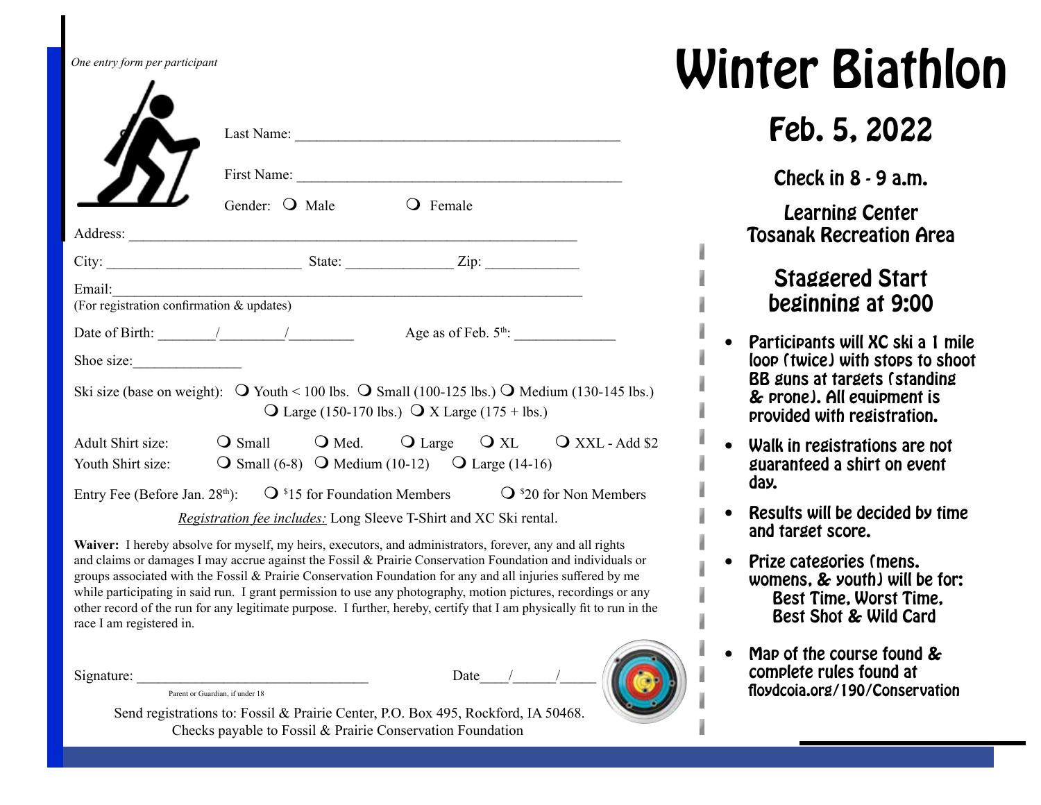*One entry form per participant*

Last Name: ___________________________________________

First Name: ___________________________________________

Gender: ❍ Male ❍ Female

Address: ____________________________________________________________

City: _________________________ State: ______________ Zip: ____________

Email:_______________________________________________________________
(For registration confirmation & updates)

Date of Birth: ________/_________/_________ Age as of Feb. 5th: _____________

Shoe size:_______________

Ski size (base on weight): ❍ Youth < 100 lbs. ❍ Small (100-125 lbs.) ❍ Medium (130-145 lbs.) ❍ Large (150-170 lbs.) ❍ X Large (175 + lbs.)

Adult Shirt size: ❍ Small ❍ Med. ❍ Large ❍ XL ❍ XXL - Add $2

Youth Shirt size: ❍ Small (6-8) ❍ Medium (10-12) ❍ Large (14-16)

Entry Fee (Before Jan. 28th): ❍ $15 for Foundation Members ❍ $20 for Non Members

*Registration fee includes:* Long Sleeve T-Shirt and XC Ski rental.

**Waiver:** I hereby absolve for myself, my heirs, executors, and administrators, forever, any and all rights and claims or damages I may accrue against the Fossil & Prairie Conservation Foundation and individuals or groups associated with the Fossil & Prairie Conservation Foundation for any and all injuries suffered by me while participating in said run. I grant permission to use any photography, motion pictures, recordings or any other record of the run for any legitimate purpose. I further, hereby, certify that I am physically fit to run in the race I am registered in.

Signature: _______________________________ Date____/______/_____
Parent or Guardian, if under 18

Send registrations to: Fossil & Prairie Center, P.O. Box 495, Rockford, IA 50468.
Checks payable to Fossil & Prairie Conservation Foundation

# Winter Biathlon

## Feb. 5, 2022

### Check in 8 - 9 a.m.

### Learning Center Tosanak Recreation Area

## Staggered Start beginning at 9:00

- **Participants will XC ski a 1 mile loop (twice) with stops to shoot BB guns at targets (standing & prone). All equipment is provided with registration.**
- **Walk in registrations are not guaranteed a shirt on event day.**
- **Results will be decided by time and target score.**
- **Prize categories (mens, womens, & youth) will be for: Best Time, Worst Time, Best Shot & Wild Card**
- **Map of the course found & complete rules found at floydcoia.org/190/Conservation**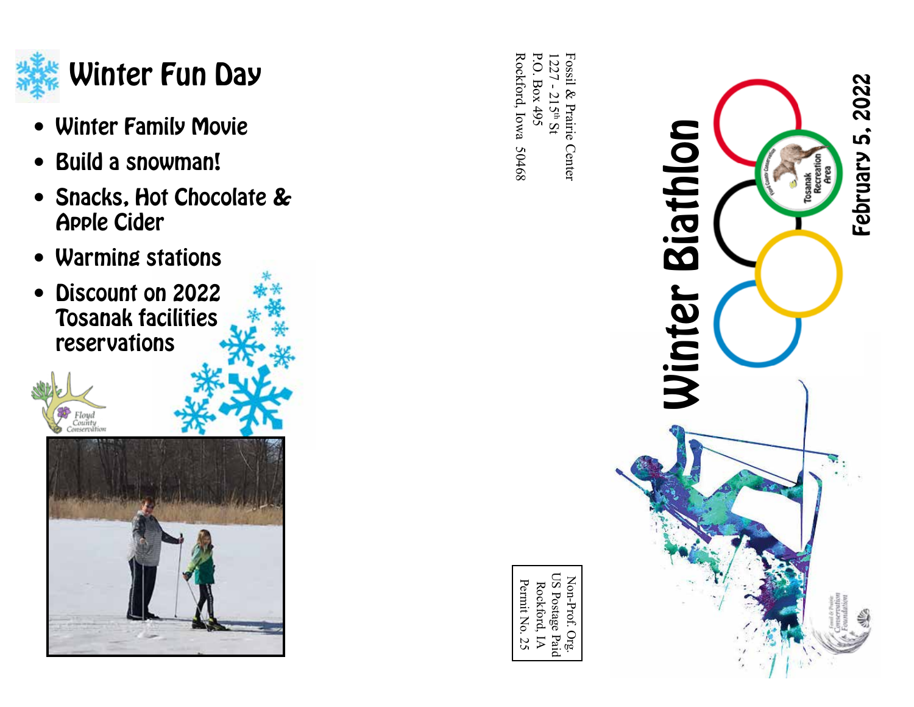# Winter Fun Day

- Winter Family Movie
- Build a snowman!
- Snacks, Hot Chocolate & Apple Cider
- Warming stations
- Discount on 2022 Tosanak facilities reservations

Floyd County Conservation

Fossil & Prairie Center
1227 - 215th St
P.O. Box 495
Rockford, Iowa 50468

Non-Prof. Org.
US Postage Paid
Rockford, IA
Permit No. 25

# Winter Biathlon

Floyd County Conservation
Tosanak Recreation Area

February 5, 2022

Fossil & Prairie Conservation Foundation